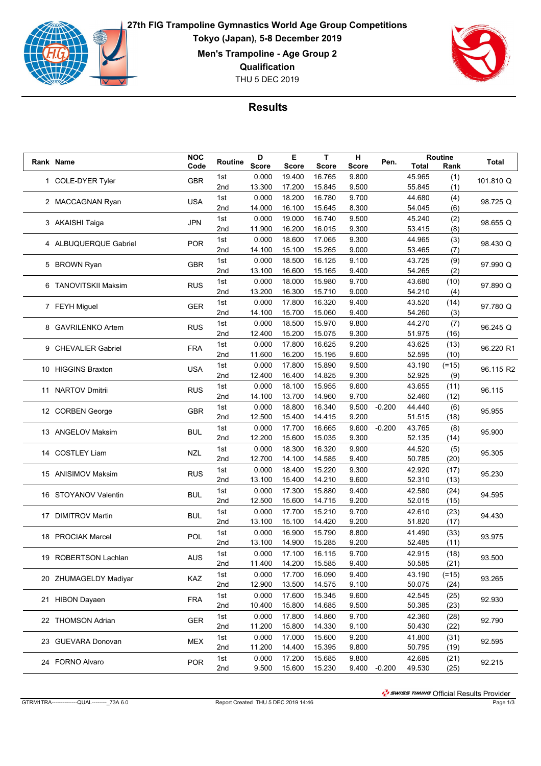# 27th FIG Trampoline Gymnastics World Age Group Competitions

**Tokyo (Japan), 5-8 December 2019**

**Men's Trampoline - Age Group 2**

**Qualification**

THU 5 DEC 2019

## Results

| Rank | Name | NOC Code | Routine | D Score | E Score | T Score | H Score | Pen. | Routine Total | Routine Rank | Total |
|---|---|---|---|---|---|---|---|---|---|---|---|
| 1 | COLE-DYER Tyler | GBR | 1st | 0.000 | 19.400 | 16.765 | 9.800 | | 45.965 | (1) | 101.810 Q |
| | | | 2nd | 13.300 | 17.200 | 15.845 | 9.500 | | 55.845 | (1) | |
| 2 | MACCAGNAN Ryan | USA | 1st | 0.000 | 18.200 | 16.780 | 9.700 | | 44.680 | (4) | 98.725 Q |
| | | | 2nd | 14.000 | 16.100 | 15.645 | 8.300 | | 54.045 | (6) | |
| 3 | AKAISHI Taiga | JPN | 1st | 0.000 | 19.000 | 16.740 | 9.500 | | 45.240 | (2) | 98.655 Q |
| | | | 2nd | 11.900 | 16.200 | 16.015 | 9.300 | | 53.415 | (8) | |
| 4 | ALBUQUERQUE Gabriel | POR | 1st | 0.000 | 18.600 | 17.065 | 9.300 | | 44.965 | (3) | 98.430 Q |
| | | | 2nd | 14.100 | 15.100 | 15.265 | 9.000 | | 53.465 | (7) | |
| 5 | BROWN Ryan | GBR | 1st | 0.000 | 18.500 | 16.125 | 9.100 | | 43.725 | (9) | 97.990 Q |
| | | | 2nd | 13.100 | 16.600 | 15.165 | 9.400 | | 54.265 | (2) | |
| 6 | TANOVITSKII Maksim | RUS | 1st | 0.000 | 18.000 | 15.980 | 9.700 | | 43.680 | (10) | 97.890 Q |
| | | | 2nd | 13.200 | 16.300 | 15.710 | 9.000 | | 54.210 | (4) | |
| 7 | FEYH Miguel | GER | 1st | 0.000 | 17.800 | 16.320 | 9.400 | | 43.520 | (14) | 97.780 Q |
| | | | 2nd | 14.100 | 15.700 | 15.060 | 9.400 | | 54.260 | (3) | |
| 8 | GAVRILENKO Artem | RUS | 1st | 0.000 | 18.500 | 15.970 | 9.800 | | 44.270 | (7) | 96.245 Q |
| | | | 2nd | 12.400 | 15.200 | 15.075 | 9.300 | | 51.975 | (16) | |
| 9 | CHEVALIER Gabriel | FRA | 1st | 0.000 | 17.800 | 16.625 | 9.200 | | 43.625 | (13) | 96.220 R1 |
| | | | 2nd | 11.600 | 16.200 | 15.195 | 9.600 | | 52.595 | (10) | |
| 10 | HIGGINS Braxton | USA | 1st | 0.000 | 17.800 | 15.890 | 9.500 | | 43.190 | (=15) | 96.115 R2 |
| | | | 2nd | 12.400 | 16.400 | 14.825 | 9.300 | | 52.925 | (9) | |
| 11 | NARTOV Dmitrii | RUS | 1st | 0.000 | 18.100 | 15.955 | 9.600 | | 43.655 | (11) | 96.115 |
| | | | 2nd | 14.100 | 13.700 | 14.960 | 9.700 | | 52.460 | (12) | |
| 12 | CORBEN George | GBR | 1st | 0.000 | 18.800 | 16.340 | 9.500 | -0.200 | 44.440 | (6) | 95.955 |
| | | | 2nd | 12.500 | 15.400 | 14.415 | 9.200 | | 51.515 | (18) | |
| 13 | ANGELOV Maksim | BUL | 1st | 0.000 | 17.700 | 16.665 | 9.600 | -0.200 | 43.765 | (8) | 95.900 |
| | | | 2nd | 12.200 | 15.600 | 15.035 | 9.300 | | 52.135 | (14) | |
| 14 | COSTLEY Liam | NZL | 1st | 0.000 | 18.300 | 16.320 | 9.900 | | 44.520 | (5) | 95.305 |
| | | | 2nd | 12.700 | 14.100 | 14.585 | 9.400 | | 50.785 | (20) | |
| 15 | ANISIMOV Maksim | RUS | 1st | 0.000 | 18.400 | 15.220 | 9.300 | | 42.920 | (17) | 95.230 |
| | | | 2nd | 13.100 | 15.400 | 14.210 | 9.600 | | 52.310 | (13) | |
| 16 | STOYANOV Valentin | BUL | 1st | 0.000 | 17.300 | 15.880 | 9.400 | | 42.580 | (24) | 94.595 |
| | | | 2nd | 12.500 | 15.600 | 14.715 | 9.200 | | 52.015 | (15) | |
| 17 | DIMITROV Martin | BUL | 1st | 0.000 | 17.700 | 15.210 | 9.700 | | 42.610 | (23) | 94.430 |
| | | | 2nd | 13.100 | 15.100 | 14.420 | 9.200 | | 51.820 | (17) | |
| 18 | PROCIAK Marcel | POL | 1st | 0.000 | 16.900 | 15.790 | 8.800 | | 41.490 | (33) | 93.975 |
| | | | 2nd | 13.100 | 14.900 | 15.285 | 9.200 | | 52.485 | (11) | |
| 19 | ROBERTSON Lachlan | AUS | 1st | 0.000 | 17.100 | 16.115 | 9.700 | | 42.915 | (18) | 93.500 |
| | | | 2nd | 11.400 | 14.200 | 15.585 | 9.400 | | 50.585 | (21) | |
| 20 | ZHUMAGELDY Madiyar | KAZ | 1st | 0.000 | 17.700 | 16.090 | 9.400 | | 43.190 | (=15) | 93.265 |
| | | | 2nd | 12.900 | 13.500 | 14.575 | 9.100 | | 50.075 | (24) | |
| 21 | HIBON Dayaen | FRA | 1st | 0.000 | 17.600 | 15.345 | 9.600 | | 42.545 | (25) | 92.930 |
| | | | 2nd | 10.400 | 15.800 | 14.685 | 9.500 | | 50.385 | (23) | |
| 22 | THOMSON Adrian | GER | 1st | 0.000 | 17.800 | 14.860 | 9.700 | | 42.360 | (28) | 92.790 |
| | | | 2nd | 11.200 | 15.800 | 14.330 | 9.100 | | 50.430 | (22) | |
| 23 | GUEVARA Donovan | MEX | 1st | 0.000 | 17.000 | 15.600 | 9.200 | | 41.800 | (31) | 92.595 |
| | | | 2nd | 11.200 | 14.400 | 15.395 | 9.800 | | 50.795 | (19) | |
| 24 | FORNO Alvaro | POR | 1st | 0.000 | 17.200 | 15.685 | 9.800 | | 42.685 | (21) | 92.215 |
| | | | 2nd | 9.500 | 15.600 | 15.230 | 9.400 | -0.200 | 49.530 | (25) | |

SWISS TIMING Official Results Provider

GTRM1TRA---------------QUAL---------_73A 6.0 Report Created THU 5 DEC 2019 14:46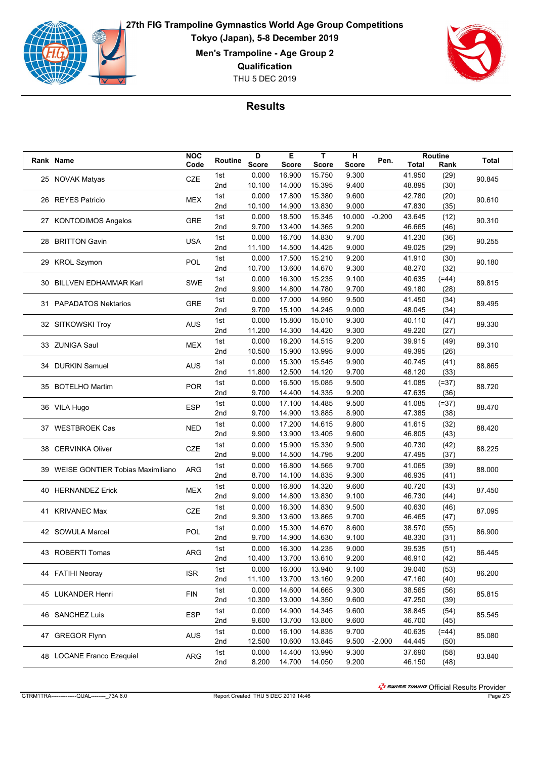# 27th FIG Trampoline Gymnastics World Age Group Competitions

**Tokyo (Japan), 5-8 December 2019**

**Men's Trampoline - Age Group 2**

**Qualification**

THU 5 DEC 2019

## Results

| Rank | Name | NOC Code | Routine | D Score | E Score | T Score | H Score | Pen. | Routine Total | Routine Rank | Total |
|---|---|---|---|---|---|---|---|---|---|---|---|
| 25 | NOVAK Matyas | CZE | 1st | 0.000 | 16.900 | 15.750 | 9.300 | | 41.950 | (29) | 90.845 |
| | | | 2nd | 10.100 | 14.000 | 15.395 | 9.400 | | 48.895 | (30) | |
| 26 | REYES Patricio | MEX | 1st | 0.000 | 17.800 | 15.380 | 9.600 | | 42.780 | (20) | 90.610 |
| | | | 2nd | 10.100 | 14.900 | 13.830 | 9.000 | | 47.830 | (35) | |
| 27 | KONTODIMOS Angelos | GRE | 1st | 0.000 | 18.500 | 15.345 | 10.000 | -0.200 | 43.645 | (12) | 90.310 |
| | | | 2nd | 9.700 | 13.400 | 14.365 | 9.200 | | 46.665 | (46) | |
| 28 | BRITTON Gavin | USA | 1st | 0.000 | 16.700 | 14.830 | 9.700 | | 41.230 | (36) | 90.255 |
| | | | 2nd | 11.100 | 14.500 | 14.425 | 9.000 | | 49.025 | (29) | |
| 29 | KROL Szymon | POL | 1st | 0.000 | 17.500 | 15.210 | 9.200 | | 41.910 | (30) | 90.180 |
| | | | 2nd | 10.700 | 13.600 | 14.670 | 9.300 | | 48.270 | (32) | |
| 30 | BILLVEN EDHAMMAR Karl | SWE | 1st | 0.000 | 16.300 | 15.235 | 9.100 | | 40.635 | (=44) | 89.815 |
| | | | 2nd | 9.900 | 14.800 | 14.780 | 9.700 | | 49.180 | (28) | |
| 31 | PAPADATOS Nektarios | GRE | 1st | 0.000 | 17.000 | 14.950 | 9.500 | | 41.450 | (34) | 89.495 |
| | | | 2nd | 9.700 | 15.100 | 14.245 | 9.000 | | 48.045 | (34) | |
| 32 | SITKOWSKI Troy | AUS | 1st | 0.000 | 15.800 | 15.010 | 9.300 | | 40.110 | (47) | 89.330 |
| | | | 2nd | 11.200 | 14.300 | 14.420 | 9.300 | | 49.220 | (27) | |
| 33 | ZUNIGA Saul | MEX | 1st | 0.000 | 16.200 | 14.515 | 9.200 | | 39.915 | (49) | 89.310 |
| | | | 2nd | 10.500 | 15.900 | 13.995 | 9.000 | | 49.395 | (26) | |
| 34 | DURKIN Samuel | AUS | 1st | 0.000 | 15.300 | 15.545 | 9.900 | | 40.745 | (41) | 88.865 |
| | | | 2nd | 11.800 | 12.500 | 14.120 | 9.700 | | 48.120 | (33) | |
| 35 | BOTELHO Martim | POR | 1st | 0.000 | 16.500 | 15.085 | 9.500 | | 41.085 | (=37) | 88.720 |
| | | | 2nd | 9.700 | 14.400 | 14.335 | 9.200 | | 47.635 | (36) | |
| 36 | VILA Hugo | ESP | 1st | 0.000 | 17.100 | 14.485 | 9.500 | | 41.085 | (=37) | 88.470 |
| | | | 2nd | 9.700 | 14.900 | 13.885 | 8.900 | | 47.385 | (38) | |
| 37 | WESTBROEK Cas | NED | 1st | 0.000 | 17.200 | 14.615 | 9.800 | | 41.615 | (32) | 88.420 |
| | | | 2nd | 9.900 | 13.900 | 13.405 | 9.600 | | 46.805 | (43) | |
| 38 | CERVINKA Oliver | CZE | 1st | 0.000 | 15.900 | 15.330 | 9.500 | | 40.730 | (42) | 88.225 |
| | | | 2nd | 9.000 | 14.500 | 14.795 | 9.200 | | 47.495 | (37) | |
| 39 | WEISE GONTIER Tobias Maximiliano | ARG | 1st | 0.000 | 16.800 | 14.565 | 9.700 | | 41.065 | (39) | 88.000 |
| | | | 2nd | 8.700 | 14.100 | 14.835 | 9.300 | | 46.935 | (41) | |
| 40 | HERNANDEZ Erick | MEX | 1st | 0.000 | 16.800 | 14.320 | 9.600 | | 40.720 | (43) | 87.450 |
| | | | 2nd | 9.000 | 14.800 | 13.830 | 9.100 | | 46.730 | (44) | |
| 41 | KRIVANEC Max | CZE | 1st | 0.000 | 16.300 | 14.830 | 9.500 | | 40.630 | (46) | 87.095 |
| | | | 2nd | 9.300 | 13.600 | 13.865 | 9.700 | | 46.465 | (47) | |
| 42 | SOWULA Marcel | POL | 1st | 0.000 | 15.300 | 14.670 | 8.600 | | 38.570 | (55) | 86.900 |
| | | | 2nd | 9.700 | 14.900 | 14.630 | 9.100 | | 48.330 | (31) | |
| 43 | ROBERTI Tomas | ARG | 1st | 0.000 | 16.300 | 14.235 | 9.000 | | 39.535 | (51) | 86.445 |
| | | | 2nd | 10.400 | 13.700 | 13.610 | 9.200 | | 46.910 | (42) | |
| 44 | FATIHI Neoray | ISR | 1st | 0.000 | 16.000 | 13.940 | 9.100 | | 39.040 | (53) | 86.200 |
| | | | 2nd | 11.100 | 13.700 | 13.160 | 9.200 | | 47.160 | (40) | |
| 45 | LUKANDER Henri | FIN | 1st | 0.000 | 14.600 | 14.665 | 9.300 | | 38.565 | (56) | 85.815 |
| | | | 2nd | 10.300 | 13.000 | 14.350 | 9.600 | | 47.250 | (39) | |
| 46 | SANCHEZ Luis | ESP | 1st | 0.000 | 14.900 | 14.345 | 9.600 | | 38.845 | (54) | 85.545 |
| | | | 2nd | 9.600 | 13.700 | 13.800 | 9.600 | | 46.700 | (45) | |
| 47 | GREGOR Flynn | AUS | 1st | 0.000 | 16.100 | 14.835 | 9.700 | | 40.635 | (=44) | 85.080 |
| | | | 2nd | 12.500 | 10.600 | 13.845 | 9.500 | -2.000 | 44.445 | (50) | |
| 48 | LOCANE Franco Ezequiel | ARG | 1st | 0.000 | 14.400 | 13.990 | 9.300 | | 37.690 | (58) | 83.840 |
| | | | 2nd | 8.200 | 14.700 | 14.050 | 9.200 | | 46.150 | (48) | |

SWISS TIMING Official Results Provider

GTRM1TRA--------------QUAL--------_73A 6.0 Report Created THU 5 DEC 2019 14:46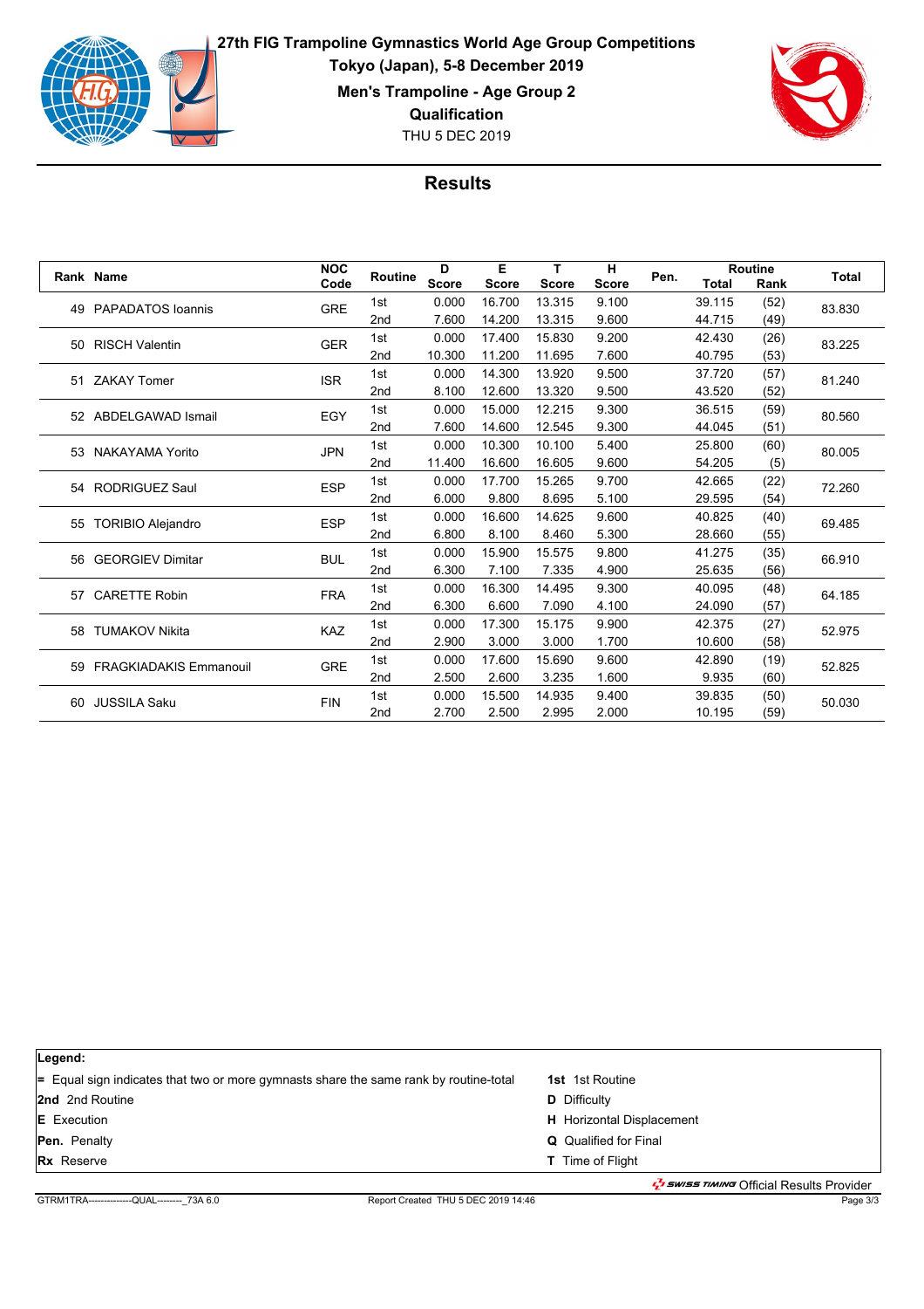# 27th FIG Trampoline Gymnastics World Age Group Competitions

**Tokyo (Japan), 5-8 December 2019**

**Men's Trampoline - Age Group 2**

**Qualification**

THU 5 DEC 2019

## Results

| Rank | Name | NOC Code | Routine | D Score | E Score | T Score | H Score | Pen. | Routine Total | Routine Rank | Total |
|---|---|---|---|---|---|---|---|---|---|---|---|
| 49 | PAPADATOS Ioannis | GRE | 1st | 0.000 | 16.700 | 13.315 | 9.100 | | 39.115 | (52) | 83.830 |
| | | | 2nd | 7.600 | 14.200 | 13.315 | 9.600 | | 44.715 | (49) | |
| 50 | RISCH Valentin | GER | 1st | 0.000 | 17.400 | 15.830 | 9.200 | | 42.430 | (26) | 83.225 |
| | | | 2nd | 10.300 | 11.200 | 11.695 | 7.600 | | 40.795 | (53) | |
| 51 | ZAKAY Tomer | ISR | 1st | 0.000 | 14.300 | 13.920 | 9.500 | | 37.720 | (57) | 81.240 |
| | | | 2nd | 8.100 | 12.600 | 13.320 | 9.500 | | 43.520 | (52) | |
| 52 | ABDELGAWAD Ismail | EGY | 1st | 0.000 | 15.000 | 12.215 | 9.300 | | 36.515 | (59) | 80.560 |
| | | | 2nd | 7.600 | 14.600 | 12.545 | 9.300 | | 44.045 | (51) | |
| 53 | NAKAYAMA Yorito | JPN | 1st | 0.000 | 10.300 | 10.100 | 5.400 | | 25.800 | (60) | 80.005 |
| | | | 2nd | 11.400 | 16.600 | 16.605 | 9.600 | | 54.205 | (5) | |
| 54 | RODRIGUEZ Saul | ESP | 1st | 0.000 | 17.700 | 15.265 | 9.700 | | 42.665 | (22) | 72.260 |
| | | | 2nd | 6.000 | 9.800 | 8.695 | 5.100 | | 29.595 | (54) | |
| 55 | TORIBIO Alejandro | ESP | 1st | 0.000 | 16.600 | 14.625 | 9.600 | | 40.825 | (40) | 69.485 |
| | | | 2nd | 6.800 | 8.100 | 8.460 | 5.300 | | 28.660 | (55) | |
| 56 | GEORGIEV Dimitar | BUL | 1st | 0.000 | 15.900 | 15.575 | 9.800 | | 41.275 | (35) | 66.910 |
| | | | 2nd | 6.300 | 7.100 | 7.335 | 4.900 | | 25.635 | (56) | |
| 57 | CARETTE Robin | FRA | 1st | 0.000 | 16.300 | 14.495 | 9.300 | | 40.095 | (48) | 64.185 |
| | | | 2nd | 6.300 | 6.600 | 7.090 | 4.100 | | 24.090 | (57) | |
| 58 | TUMAKOV Nikita | KAZ | 1st | 0.000 | 17.300 | 15.175 | 9.900 | | 42.375 | (27) | 52.975 |
| | | | 2nd | 2.900 | 3.000 | 3.000 | 1.700 | | 10.600 | (58) | |
| 59 | FRAGKIADAKIS Emmanouil | GRE | 1st | 0.000 | 17.600 | 15.690 | 9.600 | | 42.890 | (19) | 52.825 |
| | | | 2nd | 2.500 | 2.600 | 3.235 | 1.600 | | 9.935 | (60) | |
| 60 | JUSSILA Saku | FIN | 1st | 0.000 | 15.500 | 14.935 | 9.400 | | 39.835 | (50) | 50.030 |
| | | | 2nd | 2.700 | 2.500 | 2.995 | 2.000 | | 10.195 | (59) | |

**Legend:**

- **=** Equal sign indicates that two or more gymnasts share the same rank by routine-total
- **1st** 1st Routine
- **2nd** 2nd Routine
- **D** Difficulty
- **E** Execution
- **H** Horizontal Displacement
- **Pen.** Penalty
- **Q** Qualified for Final
- **Rx** Reserve
- **T** Time of Flight

SWISS TIMING Official Results Provider

GTRM1TRA---------------QUAL---------_73A 6.0 Report Created THU 5 DEC 2019 14:46